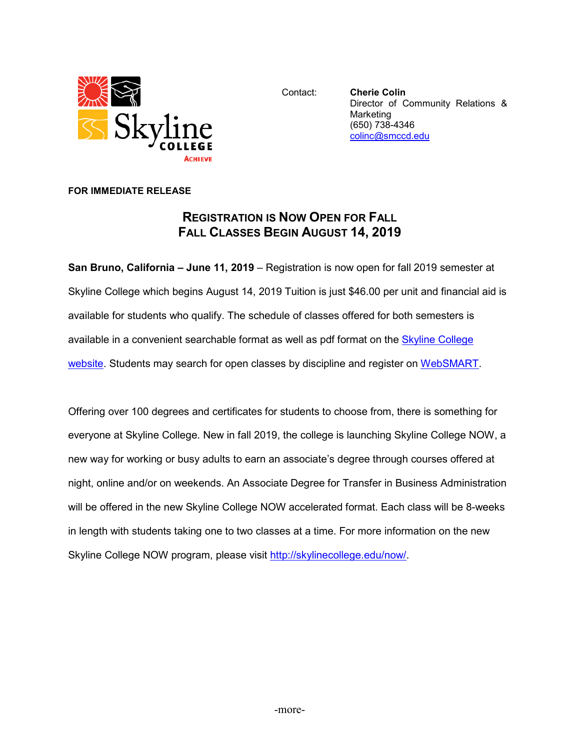Contact: **Cherie Colin**
Director of Community Relations & Marketing
(650) 738-4346
colinc@smccd.edu

**FOR IMMEDIATE RELEASE**

## REGISTRATION IS NOW OPEN FOR FALL
## FALL CLASSES BEGIN AUGUST 14, 2019

**San Bruno, California – June 11, 2019** – Registration is now open for fall 2019 semester at Skyline College which begins August 14, 2019 Tuition is just $46.00 per unit and financial aid is available for students who qualify. The schedule of classes offered for both semesters is available in a convenient searchable format as well as pdf format on the Skyline College website. Students may search for open classes by discipline and register on WebSMART.

Offering over 100 degrees and certificates for students to choose from, there is something for everyone at Skyline College. New in fall 2019, the college is launching Skyline College NOW, a new way for working or busy adults to earn an associate's degree through courses offered at night, online and/or on weekends. An Associate Degree for Transfer in Business Administration will be offered in the new Skyline College NOW accelerated format. Each class will be 8-weeks in length with students taking one to two classes at a time. For more information on the new Skyline College NOW program, please visit http://skylinecollege.edu/now/.

-more-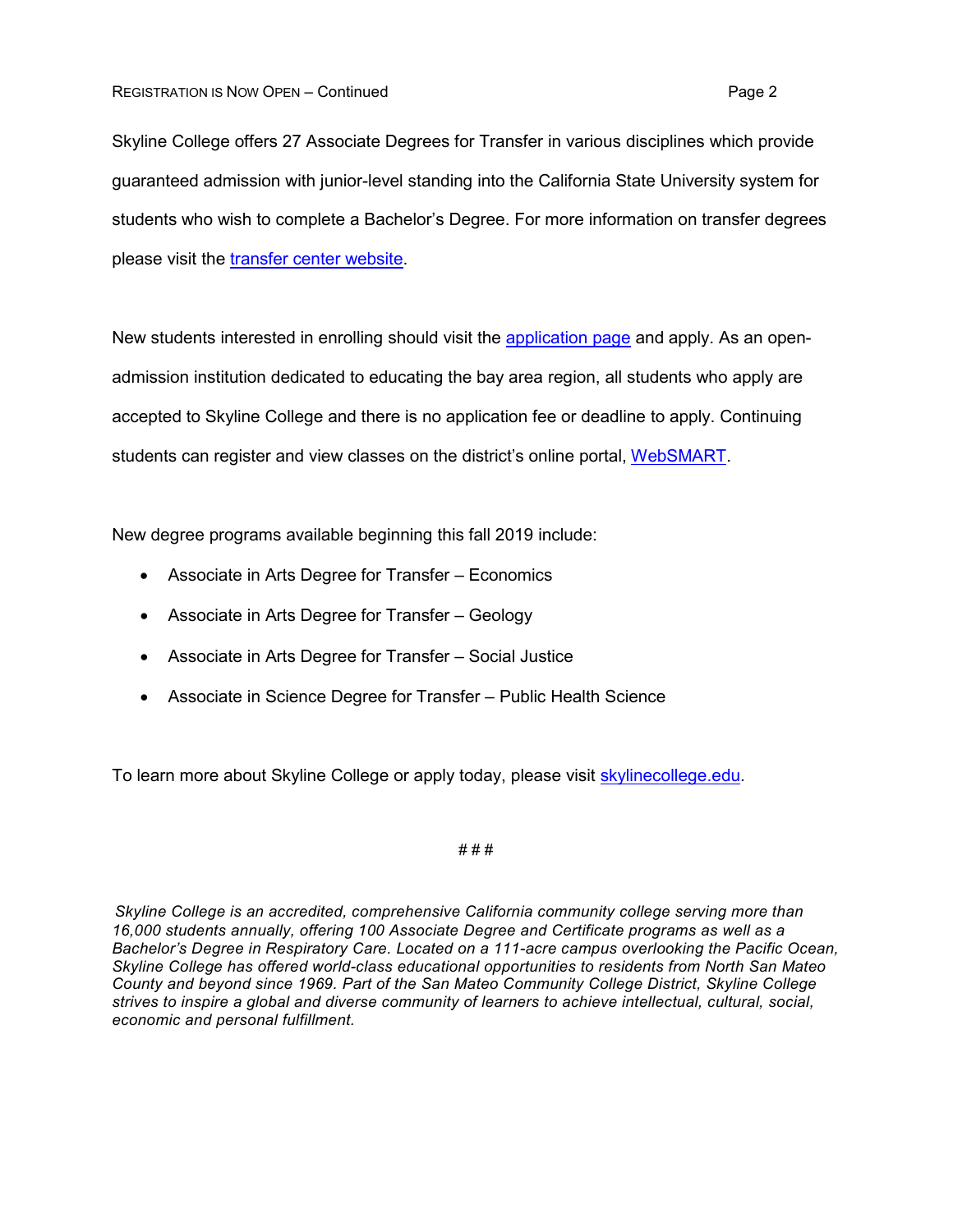Skyline College offers 27 Associate Degrees for Transfer in various disciplines which provide guaranteed admission with junior-level standing into the California State University system for students who wish to complete a Bachelor's Degree. For more information on transfer degrees please visit the transfer center website.

New students interested in enrolling should visit the application page and apply. As an open-admission institution dedicated to educating the bay area region, all students who apply are accepted to Skyline College and there is no application fee or deadline to apply. Continuing students can register and view classes on the district's online portal, WebSMART.

New degree programs available beginning this fall 2019 include:

- Associate in Arts Degree for Transfer – Economics
- Associate in Arts Degree for Transfer – Geology
- Associate in Arts Degree for Transfer – Social Justice
- Associate in Science Degree for Transfer – Public Health Science

To learn more about Skyline College or apply today, please visit skylinecollege.edu.

# # #

*Skyline College is an accredited, comprehensive California community college serving more than 16,000 students annually, offering 100 Associate Degree and Certificate programs as well as a Bachelor's Degree in Respiratory Care. Located on a 111-acre campus overlooking the Pacific Ocean, Skyline College has offered world-class educational opportunities to residents from North San Mateo County and beyond since 1969. Part of the San Mateo Community College District, Skyline College strives to inspire a global and diverse community of learners to achieve intellectual, cultural, social, economic and personal fulfillment.*